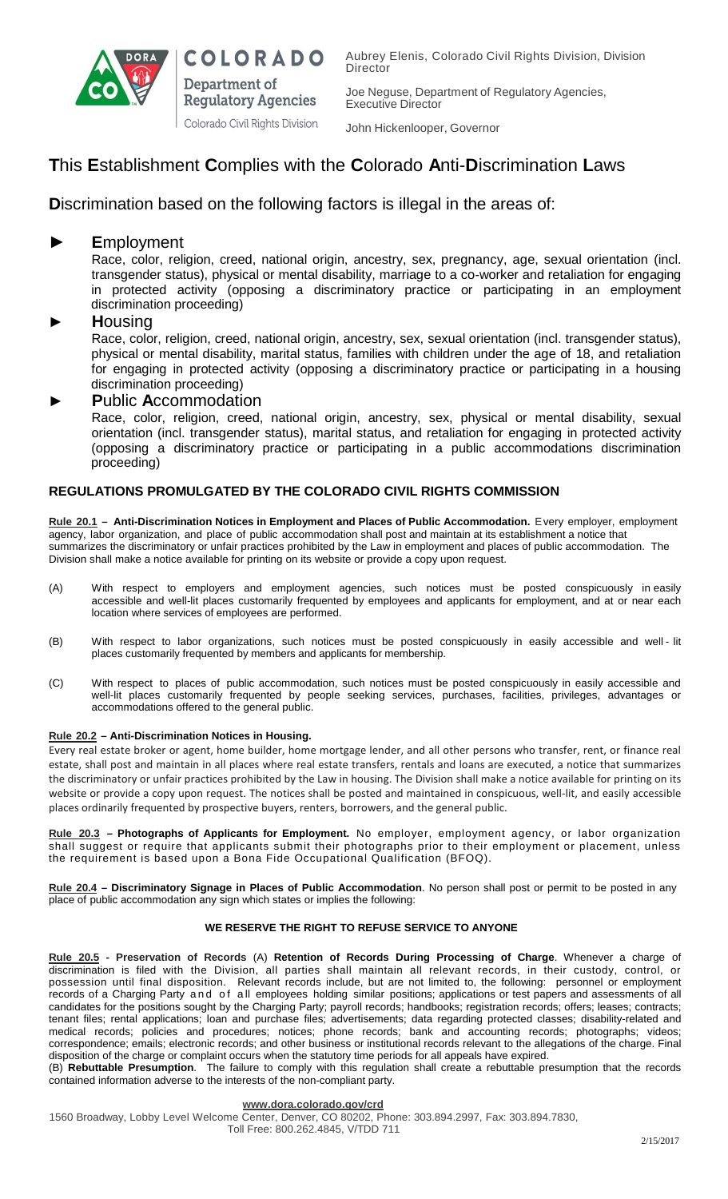COLORADO
Department of Regulatory Agencies
Colorado Civil Rights Division

Aubrey Elenis, Colorado Civil Rights Division, Division Director

Joe Neguse, Department of Regulatory Agencies, Executive Director

John Hickenlooper, Governor

# **T**his **E**stablishment **C**omplies with the **C**olorado **A**nti-**D**iscrimination **L**aws

## **D**iscrimination based on the following factors is illegal in the areas of:

► **E**mployment

Race, color, religion, creed, national origin, ancestry, sex, pregnancy, age, sexual orientation (incl. transgender status), physical or mental disability, marriage to a co-worker and retaliation for engaging in protected activity (opposing a discriminatory practice or participating in an employment discrimination proceeding)

► **H**ousing

Race, color, religion, creed, national origin, ancestry, sex, sexual orientation (incl. transgender status), physical or mental disability, marital status, families with children under the age of 18, and retaliation for engaging in protected activity (opposing a discriminatory practice or participating in a housing discrimination proceeding)

► **P**ublic **A**ccommodation

Race, color, religion, creed, national origin, ancestry, sex, physical or mental disability, sexual orientation (incl. transgender status), marital status, and retaliation for engaging in protected activity (opposing a discriminatory practice or participating in a public accommodations discrimination proceeding)

### **REGULATIONS PROMULGATED BY THE COLORADO CIVIL RIGHTS COMMISSION**

**Rule 20.1 – Anti-Discrimination Notices in Employment and Places of Public Accommodation.** Every employer, employment agency, labor organization, and place of public accommodation shall post and maintain at its establishment a notice that summarizes the discriminatory or unfair practices prohibited by the Law in employment and places of public accommodation. The Division shall make a notice available for printing on its website or provide a copy upon request.

(A) With respect to employers and employment agencies, such notices must be posted conspicuously in easily accessible and well-lit places customarily frequented by employees and applicants for employment, and at or near each location where services of employees are performed.

(B) With respect to labor organizations, such notices must be posted conspicuously in easily accessible and well-lit places customarily frequented by members and applicants for membership.

(C) With respect to places of public accommodation, such notices must be posted conspicuously in easily accessible and well-lit places customarily frequented by people seeking services, purchases, facilities, privileges, advantages or accommodations offered to the general public.

**Rule 20.2 – Anti-Discrimination Notices in Housing.**

Every real estate broker or agent, home builder, home mortgage lender, and all other persons who transfer, rent, or finance real estate, shall post and maintain in all places where real estate transfers, rentals and loans are executed, a notice that summarizes the discriminatory or unfair practices prohibited by the Law in housing. The Division shall make a notice available for printing on its website or provide a copy upon request. The notices shall be posted and maintained in conspicuous, well-lit, and easily accessible places ordinarily frequented by prospective buyers, renters, borrowers, and the general public.

**Rule 20.3 – Photographs of Applicants for Employment.** No employer, employment agency, or labor organization shall suggest or require that applicants submit their photographs prior to their employment or placement, unless the requirement is based upon a Bona Fide Occupational Qualification (BFOQ).

**Rule 20.4 – Discriminatory Signage in Places of Public Accommodation**. No person shall post or permit to be posted in any place of public accommodation any sign which states or implies the following:

**WE RESERVE THE RIGHT TO REFUSE SERVICE TO ANYONE**

**Rule 20.5 - Preservation of Records** (A) **Retention of Records During Processing of Charge**. Whenever a charge of discrimination is filed with the Division, all parties shall maintain all relevant records, in their custody, control, or possession until final disposition. Relevant records include, but are not limited to, the following: personnel or employment records of a Charging Party and of all employees holding similar positions; applications or test papers and assessments of all candidates for the positions sought by the Charging Party; payroll records; handbooks; registration records; offers; leases; contracts; tenant files; rental applications; loan and purchase files; advertisements; data regarding protected classes; disability-related and medical records; policies and procedures; notices; phone records; bank and accounting records; photographs; videos; correspondence; emails; electronic records; and other business or institutional records relevant to the allegations of the charge. Final disposition of the charge or complaint occurs when the statutory time periods for all appeals have expired.

(B) **Rebuttable Presumption**. The failure to comply with this regulation shall create a rebuttable presumption that the records contained information adverse to the interests of the non-compliant party.

**www.dora.colorado.gov/crd**

1560 Broadway, Lobby Level Welcome Center, Denver, CO 80202, Phone: 303.894.2997, Fax: 303.894.7830, Toll Free: 800.262.4845, V/TDD 711

2/15/2017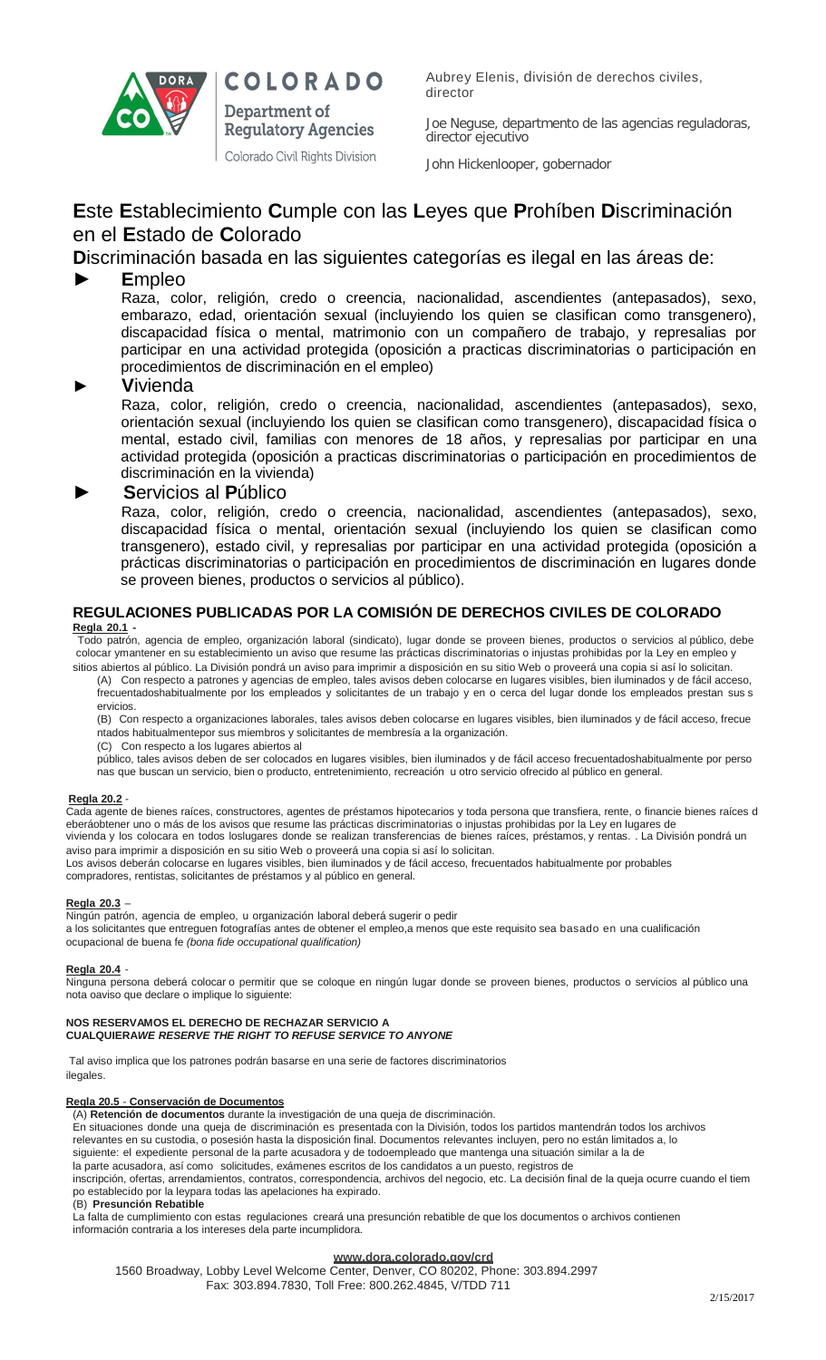COLORADO
Department of Regulatory Agencies
Colorado Civil Rights Division

Aubrey Elenis, división de derechos civiles, director

Joe Neguse, departmento de las agencias reguladoras, director ejecutivo

John Hickenlooper, gobernador

# Este Establecimiento Cumple con las Leyes que Prohíben Discriminación en el Estado de Colorado

**D**iscriminación basada en las siguientes categorías es ilegal en las áreas de:

► **E**mpleo

Raza, color, religión, credo o creencia, nacionalidad, ascendientes (antepasados), sexo, embarazo, edad, orientación sexual (incluyendo los quien se clasifican como transgenero), discapacidad física o mental, matrimonio con un compañero de trabajo, y represalias por participar en una actividad protegida (oposición a practicas discriminatorias o participación en procedimientos de discriminación en el empleo)

► **V**ivienda

Raza, color, religión, credo o creencia, nacionalidad, ascendientes (antepasados), sexo, orientación sexual (incluyendo los quien se clasifican como transgenero), discapacidad física o mental, estado civil, familias con menores de 18 años, y represalias por participar en una actividad protegida (oposición a practicas discriminatorias o participación en procedimientos de discriminación en la vivienda)

► **S**ervicios al **P**úblico

Raza, color, religión, credo o creencia, nacionalidad, ascendientes (antepasados), sexo, discapacidad física o mental, orientación sexual (incluyendo los quien se clasifican como transgenero), estado civil, y represalias por participar en una actividad protegida (oposición a prácticas discriminatorias o participación en procedimientos de discriminación en lugares donde se proveen bienes, productos o servicios al público).

## REGULACIONES PUBLICADAS POR LA COMISIÓN DE DERECHOS CIVILES DE COLORADO

**Regla 20.1** -

Todo patrón, agencia de empleo, organización laboral (sindicato), lugar donde se proveen bienes, productos o servicios al público, debe colocar ymantener en su establecimiento un aviso que resume las prácticas discriminatorias o injustas prohibidas por la Ley en empleo y sitios abiertos al público. La División pondrá un aviso para imprimir a disposición en su sitio Web o proveerá una copia si así lo solicitan.

(A) Con respecto a patrones y agencias de empleo, tales avisos deben colocarse en lugares visibles, bien iluminados y de fácil acceso, frecuentadoshabitualmente por los empleados y solicitantes de un trabajo y en o cerca del lugar donde los empleados prestan sus servicios.

(B) Con respecto a organizaciones laborales, tales avisos deben colocarse en lugares visibles, bien iluminados y de fácil acceso, frecuentados habitualmentepor sus miembros y solicitantes de membresía a la organización.

(C) Con respecto a los lugares abiertos al público, tales avisos deben de ser colocados en lugares visibles, bien iluminados y de fácil acceso frecuentadoshabitualmente por personas que buscan un servicio, bien o producto, entretenimiento, recreación u otro servicio ofrecido al público en general.

**Regla 20.2** -

Cada agente de bienes raíces, constructores, agentes de préstamos hipotecarios y toda persona que transfiera, rente, o financie bienes raíces deberáobtener uno o más de los avisos que resume las prácticas discriminatorias o injustas prohibidas por la Ley en lugares de vivienda y los colocara en todos loslugares donde se realizan transferencias de bienes raíces, préstamos, y rentas. . La División pondrá un aviso para imprimir a disposición en su sitio Web o proveerá una copia si así lo solicitan.

Los avisos deberán colocarse en lugares visibles, bien iluminados y de fácil acceso, frecuentados habitualmente por probables compradores, rentistas, solicitantes de préstamos y al público en general.

**Regla 20.3** –

Ningún patrón, agencia de empleo, u organización laboral deberá sugerir o pedir a los solicitantes que entreguen fotografías antes de obtener el empleo,a menos que este requisito sea basado en una cualificación ocupacional de buena fe *(bona fide occupational qualification)*

**Regla 20.4** -

Ninguna persona deberá colocar o permitir que se coloque en ningún lugar donde se proveen bienes, productos o servicios al público una nota oaviso que declare o implique lo siguiente:

**NOS RESERVAMOS EL DERECHO DE RECHAZAR SERVICIO A CUALQUIERA*WE RESERVE THE RIGHT TO REFUSE SERVICE TO ANYONE***

Tal aviso implica que los patrones podrán basarse en una serie de factores discriminatorios ilegales.

**Regla 20.5 - Conservación de Documentos**

(A) **Retención de documentos** durante la investigación de una queja de discriminación.

En situaciones donde una queja de discriminación es presentada con la División, todos los partidos mantendrán todos los archivos relevantes en su custodia, o posesión hasta la disposición final. Documentos relevantes incluyen, pero no están limitados a, lo siguiente: el expediente personal de la parte acusadora y de todoempleado que mantenga una situación similar a la de la parte acusadora, así como solicitudes, exámenes escritos de los candidatos a un puesto, registros de inscripción, ofertas, arrendamientos, contratos, correspondencia, archivos del negocio, etc. La decisión final de la queja ocurre cuando el tiempo establecido por la leypara todas las apelaciones ha expirado.

(B) **Presunción Rebatible**

La falta de cumplimiento con estas regulaciones creará una presunción rebatible de que los documentos o archivos contienen información contraria a los intereses dela parte incumplidora.

**www.dora.colorado.gov/crd**

1560 Broadway, Lobby Level Welcome Center, Denver, CO 80202, Phone: 303.894.2997
Fax: 303.894.7830, Toll Free: 800.262.4845, V/TDD 711

2/15/2017